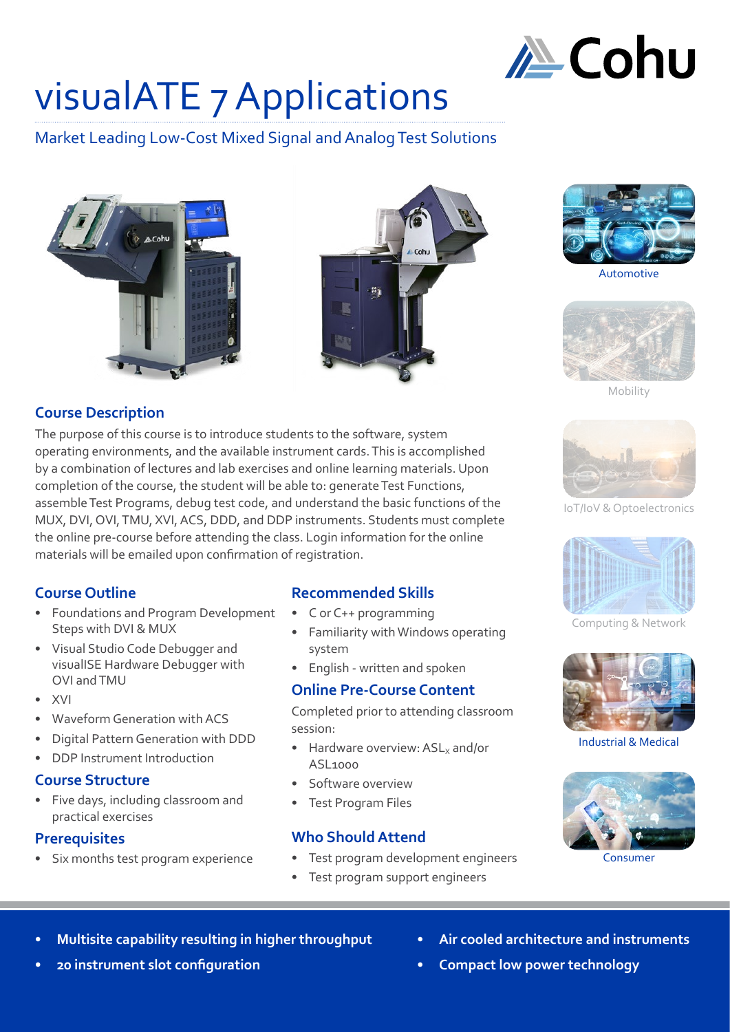# visualATE 7 Applications

Market Leading Low-Cost Mixed Signal and Analog Test Solutions

Automotive

Mobility

IoT/IoV & Optoelectronics

Computing & Network

Industrial & Medical

Consumer

## Course Description

The purpose of this course is to introduce students to the software, system operating environments, and the available instrument cards. This is accomplished by a combination of lectures and lab exercises and online learning materials. Upon completion of the course, the student will be able to: generate Test Functions, assemble Test Programs, debug test code, and understand the basic functions of the MUX, DVI, OVI, TMU, XVI, ACS, DDD, and DDP instruments. Students must complete the online pre-course before attending the class. Login information for the online materials will be emailed upon confirmation of registration.

## Course Outline

- Foundations and Program Development Steps with DVI & MUX
- Visual Studio Code Debugger and visualISE Hardware Debugger with OVI and TMU
- XVI
- Waveform Generation with ACS
- Digital Pattern Generation with DDD
- DDP Instrument Introduction

## Course Structure

- Five days, including classroom and practical exercises

## Prerequisites

- Six months test program experience

## Recommended Skills

- C or C++ programming
- Familiarity with Windows operating system
- English - written and spoken

## Online Pre-Course Content

Completed prior to attending classroom session:

- Hardware overview: $ASL_X$ and/or ASL1000
- Software overview
- Test Program Files

## Who Should Attend

- Test program development engineers
- Test program support engineers

---

- **Multisite capability resulting in higher throughput**
- **20 instrument slot configuration**
- **Air cooled architecture and instruments**
- **Compact low power technology**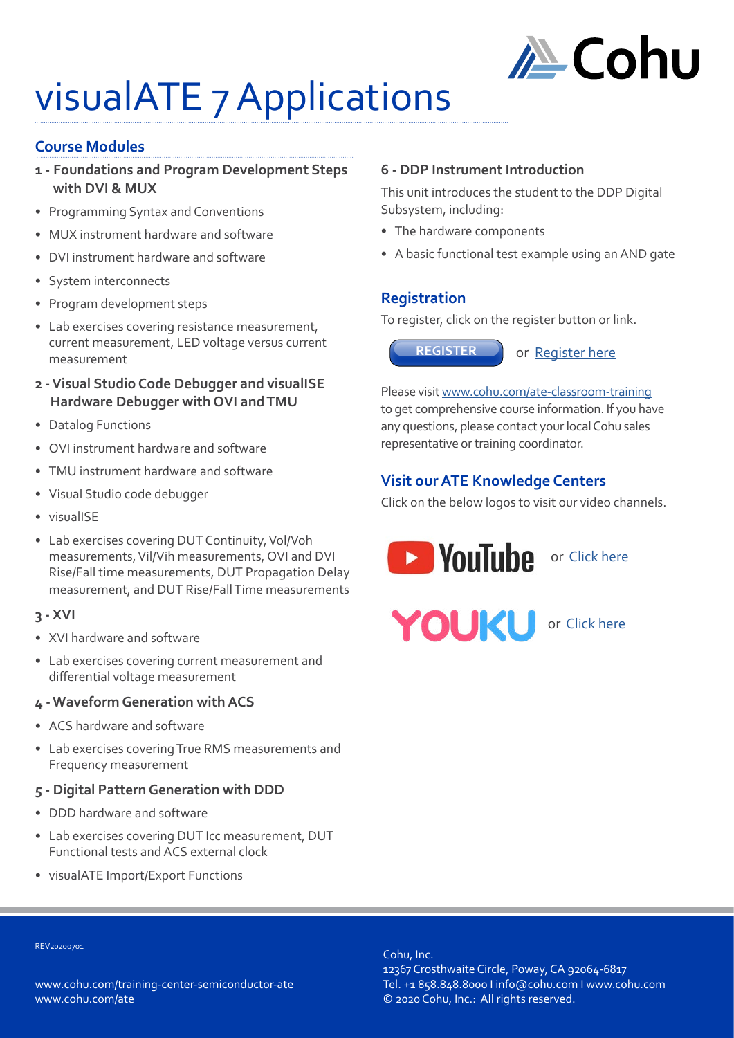# visualATE 7 Applications

## Course Modules

### 1 - Foundations and Program Development Steps with DVI & MUX

- Programming Syntax and Conventions
- MUX instrument hardware and software
- DVI instrument hardware and software
- System interconnects
- Program development steps
- Lab exercises covering resistance measurement, current measurement, LED voltage versus current measurement

### 2 - Visual Studio Code Debugger and visualISE Hardware Debugger with OVI and TMU

- Datalog Functions
- OVI instrument hardware and software
- TMU instrument hardware and software
- Visual Studio code debugger
- visualISE
- Lab exercises covering DUT Continuity, Vol/Voh measurements, Vil/Vih measurements, OVI and DVI Rise/Fall time measurements, DUT Propagation Delay measurement, and DUT Rise/Fall Time measurements

### 3 - XVI

- XVI hardware and software
- Lab exercises covering current measurement and differential voltage measurement

### 4 - Waveform Generation with ACS

- ACS hardware and software
- Lab exercises covering True RMS measurements and Frequency measurement

### 5 - Digital Pattern Generation with DDD

- DDD hardware and software
- Lab exercises covering DUT Icc measurement, DUT Functional tests and ACS external clock
- visualATE Import/Export Functions

### 6 - DDP Instrument Introduction

This unit introduces the student to the DDP Digital Subsystem, including:

- The hardware components
- A basic functional test example using an AND gate

## Registration

To register, click on the register button or link.

REGISTER or Register here

Please visit www.cohu.com/ate-classroom-training to get comprehensive course information. If you have any questions, please contact your local Cohu sales representative or training coordinator.

## Visit our ATE Knowledge Centers

Click on the below logos to visit our video channels.

YouTube or Click here

YOUKU or Click here

REV20200701

www.cohu.com/training-center-semiconductor-ate
www.cohu.com/ate

Cohu, Inc.
12367 Crosthwaite Circle, Poway, CA 92064-6817
Tel. +1 858.848.8000 I info@cohu.com I www.cohu.com
© 2020 Cohu, Inc.: All rights reserved.